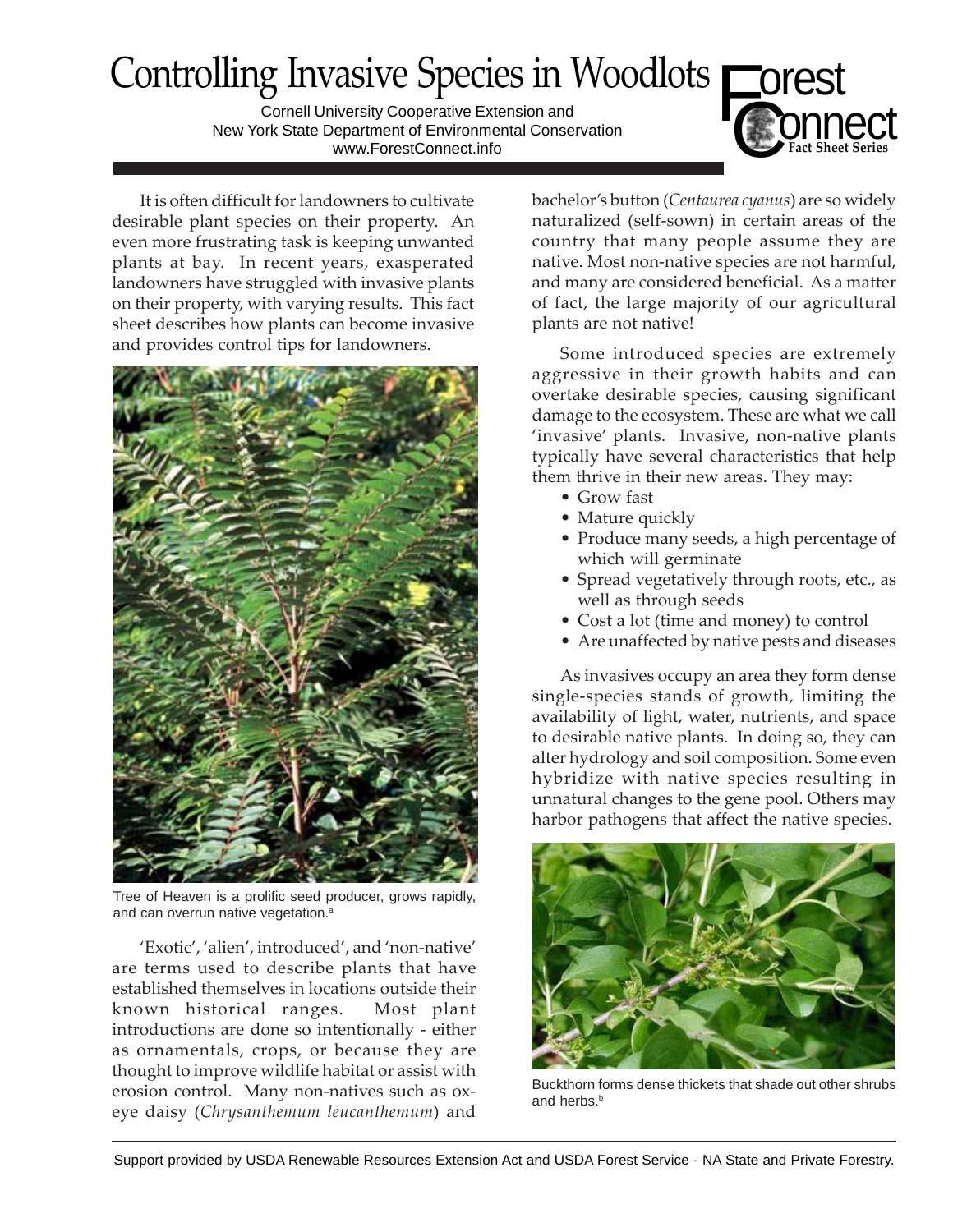# Controlling Invasive Species in Woodlots

Cornell University Cooperative Extension and
New York State Department of Environmental Conservation
www.ForestConnect.info

Forest Connect Fact Sheet Series

It is often difficult for landowners to cultivate desirable plant species on their property. An even more frustrating task is keeping unwanted plants at bay. In recent years, exasperated landowners have struggled with invasive plants on their property, with varying results. This fact sheet describes how plants can become invasive and provides control tips for landowners.

Tree of Heaven is a prolific seed producer, grows rapidly, and can overrun native vegetation.[a]

'Exotic', 'alien', introduced', and 'non-native' are terms used to describe plants that have established themselves in locations outside their known historical ranges. Most plant introductions are done so intentionally - either as ornamentals, crops, or because they are thought to improve wildlife habitat or assist with erosion control. Many non-natives such as ox-eye daisy (*Chrysanthemum leucanthemum*) and bachelor's button (*Centaurea cyanus*) are so widely naturalized (self-sown) in certain areas of the country that many people assume they are native. Most non-native species are not harmful, and many are considered beneficial. As a matter of fact, the large majority of our agricultural plants are not native!

Some introduced species are extremely aggressive in their growth habits and can overtake desirable species, causing significant damage to the ecosystem. These are what we call 'invasive' plants. Invasive, non-native plants typically have several characteristics that help them thrive in their new areas. They may:

- Grow fast
- Mature quickly
- Produce many seeds, a high percentage of which will germinate
- Spread vegetatively through roots, etc., as well as through seeds
- Cost a lot (time and money) to control
- Are unaffected by native pests and diseases

As invasives occupy an area they form dense single-species stands of growth, limiting the availability of light, water, nutrients, and space to desirable native plants. In doing so, they can alter hydrology and soil composition. Some even hybridize with native species resulting in unnatural changes to the gene pool. Others may harbor pathogens that affect the native species.

Buckthorn forms dense thickets that shade out other shrubs and herbs.[b]

Support provided by USDA Renewable Resources Extension Act and USDA Forest Service - NA State and Private Forestry.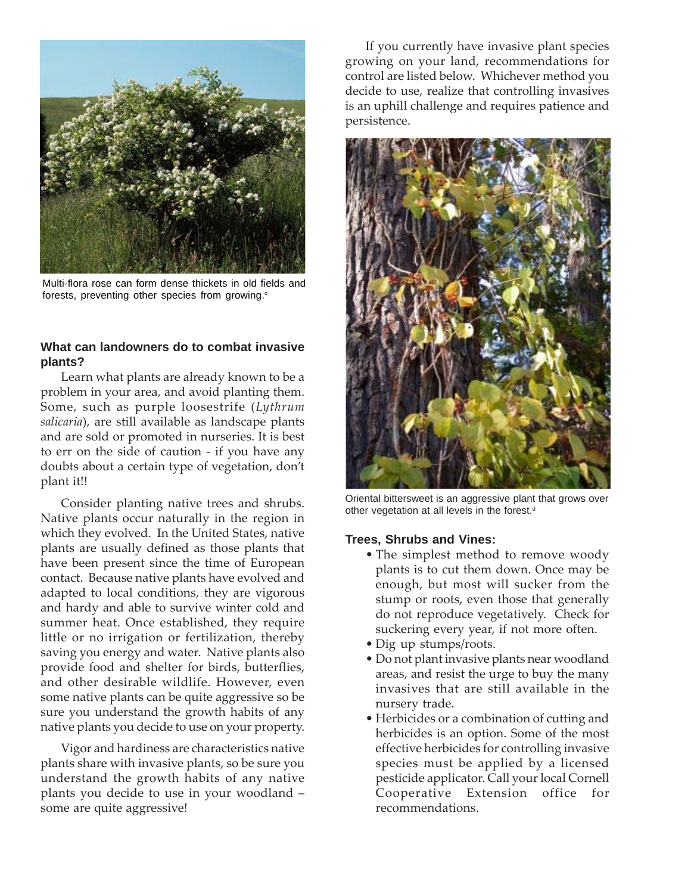Multi-flora rose can form dense thickets in old fields and forests, preventing other species from growing.[c]

### What can landowners do to combat invasive plants?

Learn what plants are already known to be a problem in your area, and avoid planting them. Some, such as purple loosestrife (*Lythrum salicaria*), are still available as landscape plants and are sold or promoted in nurseries. It is best to err on the side of caution - if you have any doubts about a certain type of vegetation, don't plant it!!

Consider planting native trees and shrubs. Native plants occur naturally in the region in which they evolved. In the United States, native plants are usually defined as those plants that have been present since the time of European contact. Because native plants have evolved and adapted to local conditions, they are vigorous and hardy and able to survive winter cold and summer heat. Once established, they require little or no irrigation or fertilization, thereby saving you energy and water. Native plants also provide food and shelter for birds, butterflies, and other desirable wildlife. However, even some native plants can be quite aggressive so be sure you understand the growth habits of any native plants you decide to use on your property.

Vigor and hardiness are characteristics native plants share with invasive plants, so be sure you understand the growth habits of any native plants you decide to use in your woodland – some are quite aggressive!

If you currently have invasive plant species growing on your land, recommendations for control are listed below. Whichever method you decide to use, realize that controlling invasives is an uphill challenge and requires patience and persistence.

Oriental bittersweet is an aggressive plant that grows over other vegetation at all levels in the forest.[d]

### Trees, Shrubs and Vines:

- The simplest method to remove woody plants is to cut them down. Once may be enough, but most will sucker from the stump or roots, even those that generally do not reproduce vegetatively. Check for suckering every year, if not more often.
- Dig up stumps/roots.
- Do not plant invasive plants near woodland areas, and resist the urge to buy the many invasives that are still available in the nursery trade.
- Herbicides or a combination of cutting and herbicides is an option. Some of the most effective herbicides for controlling invasive species must be applied by a licensed pesticide applicator. Call your local Cornell Cooperative Extension office for recommendations.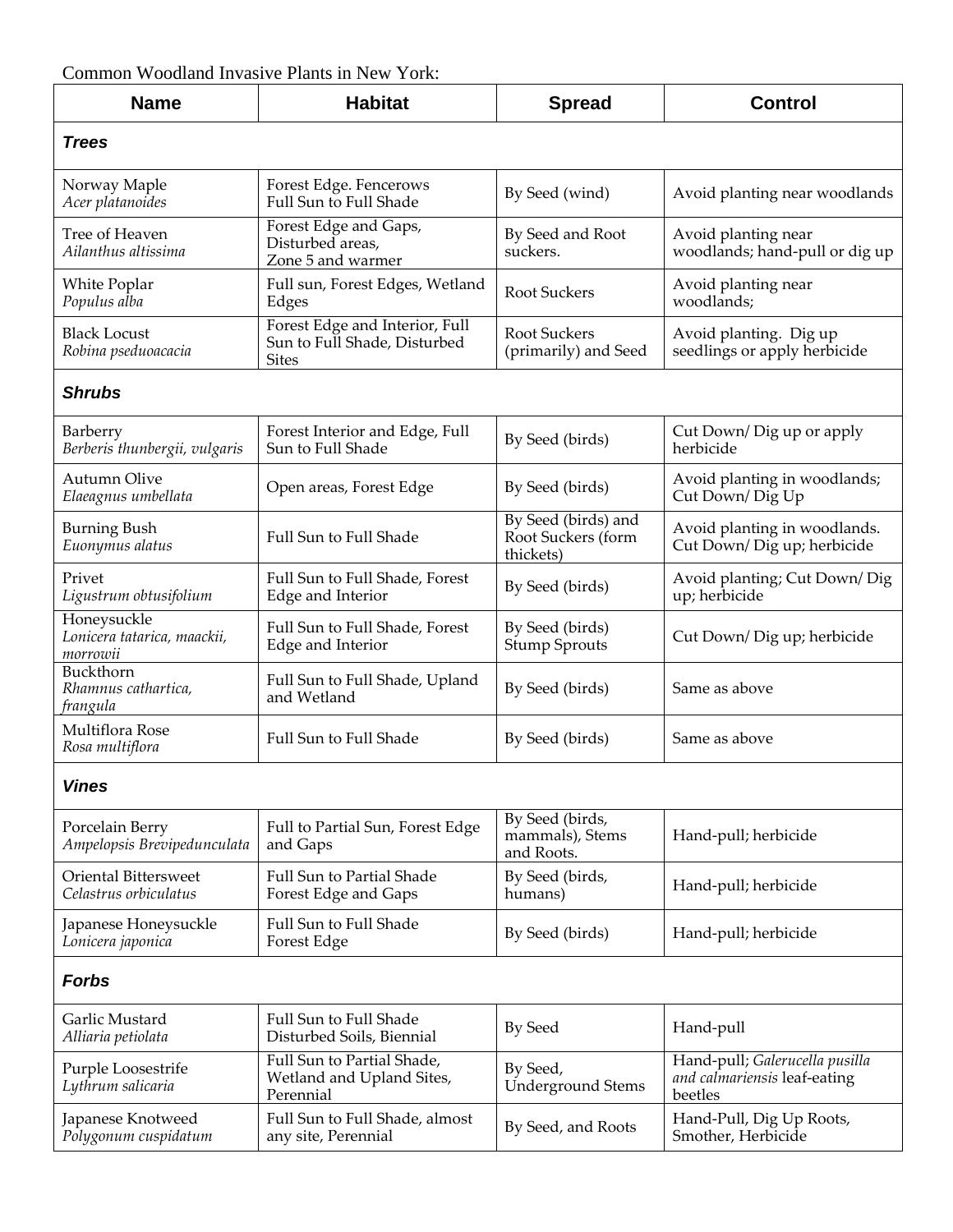Common Woodland Invasive Plants in New York:

| Name | Habitat | Spread | Control |
|---|---|---|---|
| ***Trees*** | | | |
| Norway Maple *Acer platanoides* | Forest Edge. Fencerows Full Sun to Full Shade | By Seed (wind) | Avoid planting near woodlands |
| Tree of Heaven *Ailanthus altissima* | Forest Edge and Gaps, Disturbed areas, Zone 5 and warmer | By Seed and Root suckers. | Avoid planting near woodlands; hand-pull or dig up |
| White Poplar *Populus alba* | Full sun, Forest Edges, Wetland Edges | Root Suckers | Avoid planting near woodlands; |
| Black Locust *Robina pseduoacacia* | Forest Edge and Interior, Full Sun to Full Shade, Disturbed Sites | Root Suckers (primarily) and Seed | Avoid planting. Dig up seedlings or apply herbicide |
| ***Shrubs*** | | | |
| Barberry *Berberis thunbergii, vulgaris* | Forest Interior and Edge, Full Sun to Full Shade | By Seed (birds) | Cut Down/ Dig up or apply herbicide |
| Autumn Olive *Elaeagnus umbellata* | Open areas, Forest Edge | By Seed (birds) | Avoid planting in woodlands; Cut Down/ Dig Up |
| Burning Bush *Euonymus alatus* | Full Sun to Full Shade | By Seed (birds) and Root Suckers (form thickets) | Avoid planting in woodlands. Cut Down/ Dig up; herbicide |
| Privet *Ligustrum obtusifolium* | Full Sun to Full Shade, Forest Edge and Interior | By Seed (birds) | Avoid planting; Cut Down/ Dig up; herbicide |
| Honeysuckle *Lonicera tatarica, maackii, morrowii* | Full Sun to Full Shade, Forest Edge and Interior | By Seed (birds) Stump Sprouts | Cut Down/ Dig up; herbicide |
| Buckthorn *Rhamnus cathartica, frangula* | Full Sun to Full Shade, Upland and Wetland | By Seed (birds) | Same as above |
| Multiflora Rose *Rosa multiflora* | Full Sun to Full Shade | By Seed (birds) | Same as above |
| ***Vines*** | | | |
| Porcelain Berry *Ampelopsis Brevipedunculata* | Full to Partial Sun, Forest Edge and Gaps | By Seed (birds, mammals), Stems and Roots. | Hand-pull; herbicide |
| Oriental Bittersweet *Celastrus orbiculatus* | Full Sun to Partial Shade Forest Edge and Gaps | By Seed (birds, humans) | Hand-pull; herbicide |
| Japanese Honeysuckle *Lonicera japonica* | Full Sun to Full Shade Forest Edge | By Seed (birds) | Hand-pull; herbicide |
| ***Forbs*** | | | |
| Garlic Mustard *Alliaria petiolata* | Full Sun to Full Shade Disturbed Soils, Biennial | By Seed | Hand-pull |
| Purple Loosestrife *Lythrum salicaria* | Full Sun to Partial Shade, Wetland and Upland Sites, Perennial | By Seed, Underground Stems | Hand-pull; *Galerucella pusilla and calmariensis* leaf-eating beetles |
| Japanese Knotweed *Polygonum cuspidatum* | Full Sun to Full Shade, almost any site, Perennial | By Seed, and Roots | Hand-Pull, Dig Up Roots, Smother, Herbicide |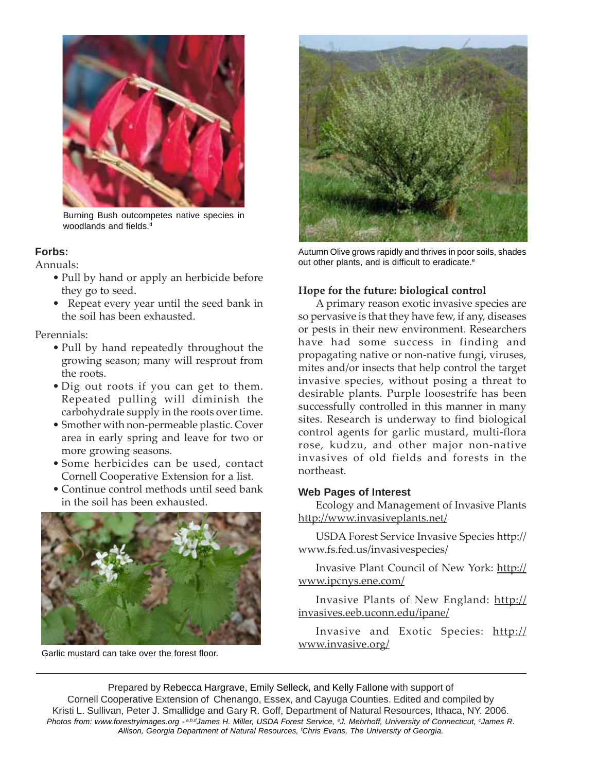Burning Bush outcompetes native species in woodlands and fields.[d]

### Forbs:

Annuals:

- Pull by hand or apply an herbicide before they go to seed.
- Repeat every year until the seed bank in the soil has been exhausted.

Perennials:

- Pull by hand repeatedly throughout the growing season; many will resprout from the roots.
- Dig out roots if you can get to them. Repeated pulling will diminish the carbohydrate supply in the roots over time.
- Smother with non-permeable plastic. Cover area in early spring and leave for two or more growing seasons.
- Some herbicides can be used, contact Cornell Cooperative Extension for a list.
- Continue control methods until seed bank in the soil has been exhausted.

Garlic mustard can take over the forest floor.

Autumn Olive grows rapidly and thrives in poor soils, shades out other plants, and is difficult to eradicate.[e]

### Hope for the future: biological control

A primary reason exotic invasive species are so pervasive is that they have few, if any, diseases or pests in their new environment. Researchers have had some success in finding and propagating native or non-native fungi, viruses, mites and/or insects that help control the target invasive species, without posing a threat to desirable plants. Purple loosestrife has been successfully controlled in this manner in many sites. Research is underway to find biological control agents for garlic mustard, multi-flora rose, kudzu, and other major non-native invasives of old fields and forests in the northeast.

### Web Pages of Interest

Ecology and Management of Invasive Plants http://www.invasiveplants.net/

USDA Forest Service Invasive Species http://www.fs.fed.us/invasivespecies/

Invasive Plant Council of New York: http://www.ipcnys.ene.com/

Invasive Plants of New England: http://invasives.eeb.uconn.edu/ipane/

Invasive and Exotic Species: http://www.invasive.org/

---

Prepared by Rebecca Hargrave, Emily Selleck, and Kelly Fallone with support of Cornell Cooperative Extension of Chenango, Essex, and Cayuga Counties. Edited and compiled by Kristi L. Sullivan, Peter J. Smallidge and Gary R. Goff, Department of Natural Resources, Ithaca, NY. 2006.

*Photos from: www.forestryimages.org - [a,b,d]James H. Miller, USDA Forest Service, [e]J. Mehrhoff, University of Connecticut, [c]James R. Allison, Georgia Department of Natural Resources, [f]Chris Evans, The University of Georgia.*